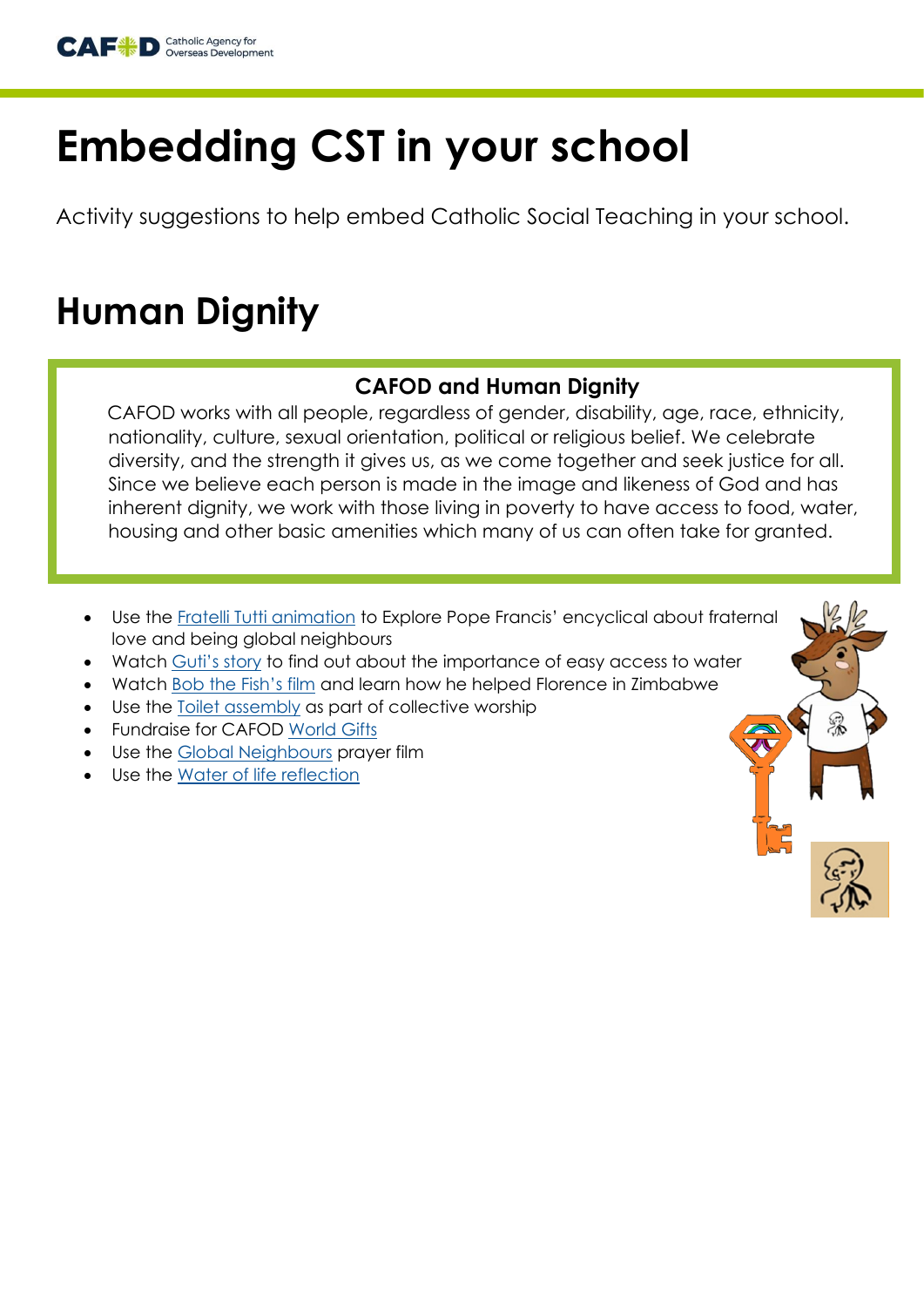# Embedding CST in your school

Activity suggestions to help embed Catholic Social Teaching in your school.

## Human Dignity

### CAFOD and Human Dignity

CAFOD works with all people, regardless of gender, disability, age, race, ethnicity, nationality, culture, sexual orientation, political or religious belief. We celebrate diversity, and the strength it gives us, as we come together and seek justice for all. Since we believe each person is made in the image and likeness of God and has inherent dignity, we work with those living in poverty to have access to food, water, housing and other basic amenities which many of us can often take for granted.

- Use the Fratelli Tutti animation to Explore Pope Francis' encyclical about fraternal love and being global neighbours
- Watch Guti's story to find out about the importance of easy access to water
- Watch Bob the Fish's film and learn how he helped Florence in Zimbabwe
- Use the Toilet assembly as part of collective worship
- Fundraise for CAFOD World Gifts
- Use the Global Neighbours prayer film
- Use the Water of life reflection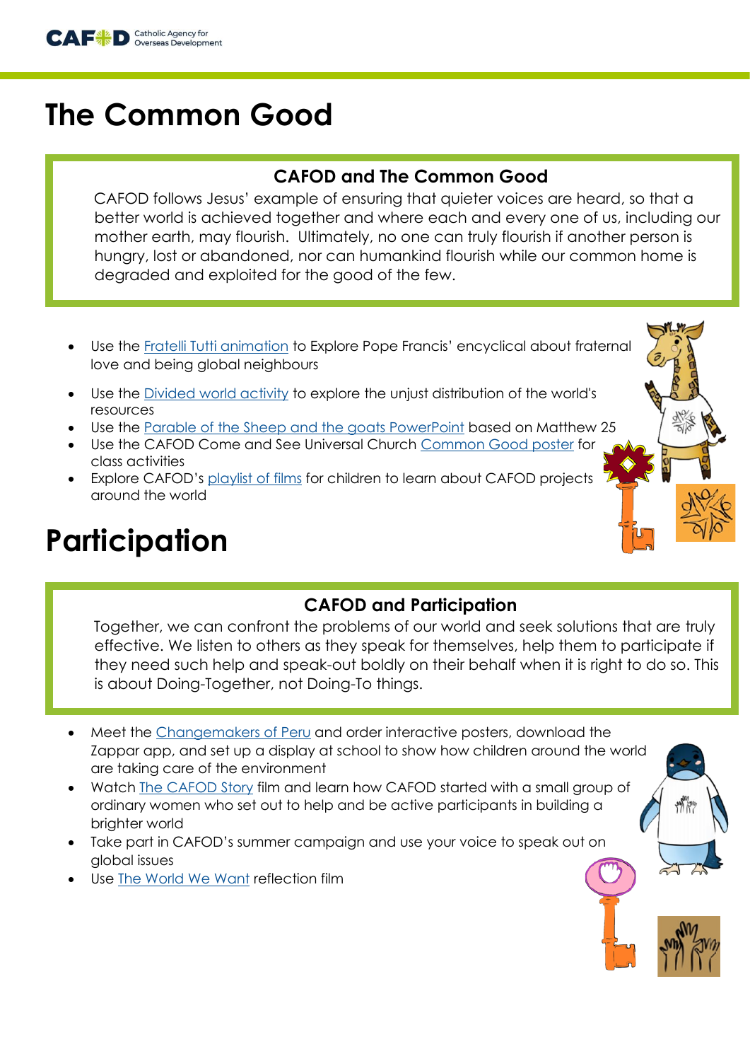# The Common Good

### CAFOD and The Common Good

CAFOD follows Jesus' example of ensuring that quieter voices are heard, so that a better world is achieved together and where each and every one of us, including our mother earth, may flourish. Ultimately, no one can truly flourish if another person is hungry, lost or abandoned, nor can humankind flourish while our common home is degraded and exploited for the good of the few.

- Use the Fratelli Tutti animation to Explore Pope Francis' encyclical about fraternal love and being global neighbours
- Use the Divided world activity to explore the unjust distribution of the world's resources
- Use the Parable of the Sheep and the goats PowerPoint based on Matthew 25
- Use the CAFOD Come and See Universal Church Common Good poster for class activities
- Explore CAFOD's playlist of films for children to learn about CAFOD projects around the world

# Participation

### CAFOD and Participation

Together, we can confront the problems of our world and seek solutions that are truly effective. We listen to others as they speak for themselves, help them to participate if they need such help and speak-out boldly on their behalf when it is right to do so. This is about Doing-Together, not Doing-To things.

- Meet the Changemakers of Peru and order interactive posters, download the Zappar app, and set up a display at school to show how children around the world are taking care of the environment
- Watch The CAFOD Story film and learn how CAFOD started with a small group of ordinary women who set out to help and be active participants in building a brighter world
- Take part in CAFOD's summer campaign and use your voice to speak out on global issues
- Use The World We Want reflection film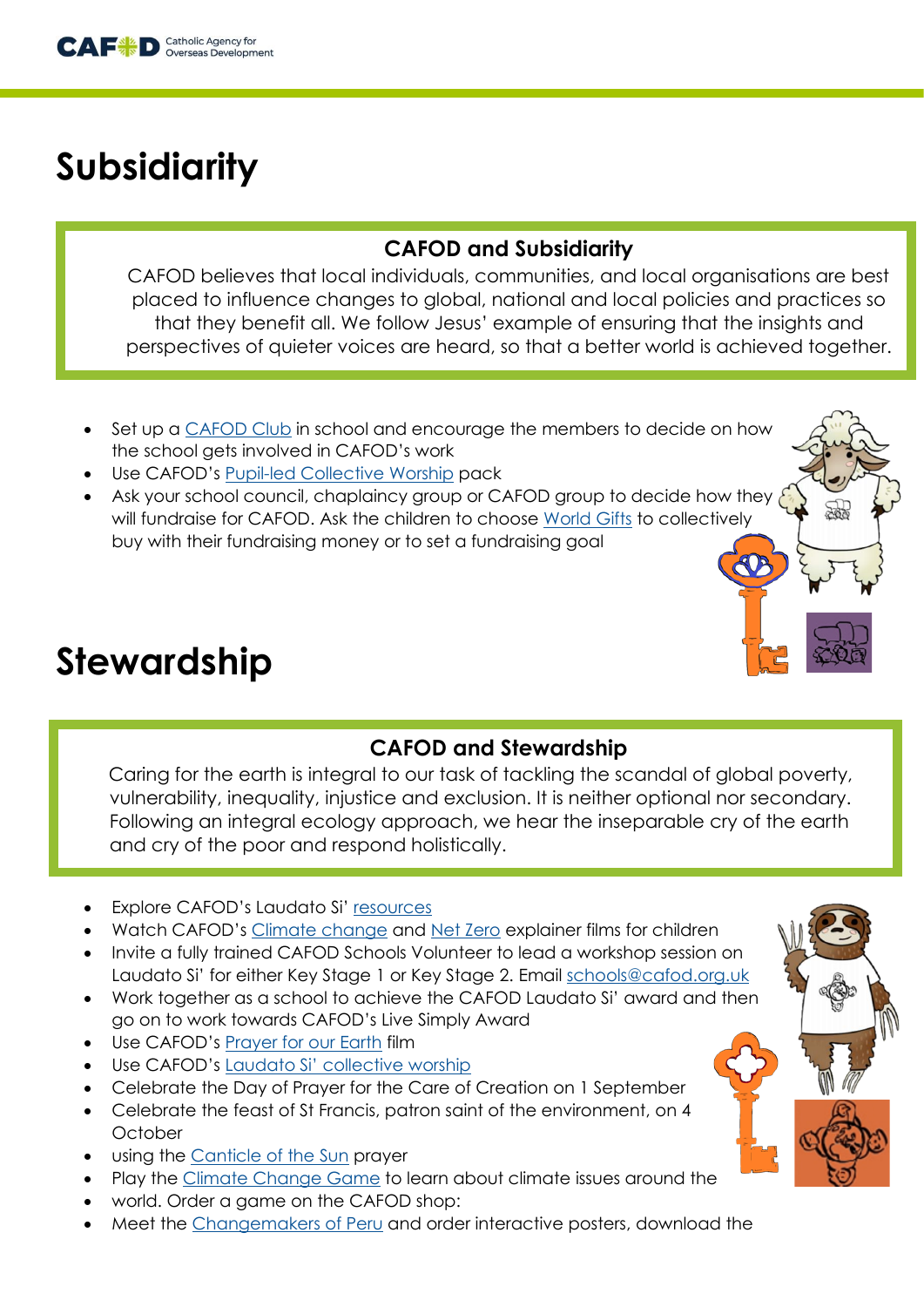# Subsidiarity

**CAFOD and Subsidiarity**

CAFOD believes that local individuals, communities, and local organisations are best placed to influence changes to global, national and local policies and practices so that they benefit all. We follow Jesus' example of ensuring that the insights and perspectives of quieter voices are heard, so that a better world is achieved together.

- Set up a CAFOD Club in school and encourage the members to decide on how the school gets involved in CAFOD's work
- Use CAFOD's Pupil-led Collective Worship pack
- Ask your school council, chaplaincy group or CAFOD group to decide how they will fundraise for CAFOD. Ask the children to choose World Gifts to collectively buy with their fundraising money or to set a fundraising goal

# Stewardship

**CAFOD and Stewardship**

Caring for the earth is integral to our task of tackling the scandal of global poverty, vulnerability, inequality, injustice and exclusion. It is neither optional nor secondary. Following an integral ecology approach, we hear the inseparable cry of the earth and cry of the poor and respond holistically.

- Explore CAFOD's Laudato Si' resources
- Watch CAFOD's Climate change and Net Zero explainer films for children
- Invite a fully trained CAFOD Schools Volunteer to lead a workshop session on Laudato Si' for either Key Stage 1 or Key Stage 2. Email schools@cafod.org.uk
- Work together as a school to achieve the CAFOD Laudato Si' award and then go on to work towards CAFOD's Live Simply Award
- Use CAFOD's Prayer for our Earth film
- Use CAFOD's Laudato Si' collective worship
- Celebrate the Day of Prayer for the Care of Creation on 1 September
- Celebrate the feast of St Francis, patron saint of the environment, on 4 October
- using the Canticle of the Sun prayer
- Play the Climate Change Game to learn about climate issues around the
- world. Order a game on the CAFOD shop:
- Meet the Changemakers of Peru and order interactive posters, download the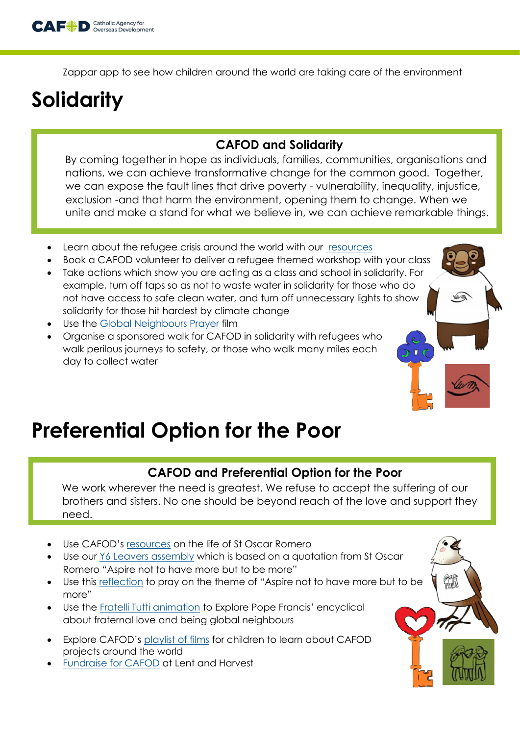Zappar app to see how children around the world are taking care of the environment

# Solidarity

### CAFOD and Solidarity

By coming together in hope as individuals, families, communities, organisations and nations, we can achieve transformative change for the common good. Together, we can expose the fault lines that drive poverty - vulnerability, inequality, injustice, exclusion -and that harm the environment, opening them to change. When we unite and make a stand for what we believe in, we can achieve remarkable things.

- Learn about the refugee crisis around the world with our resources
- Book a CAFOD volunteer to deliver a refugee themed workshop with your class
- Take actions which show you are acting as a class and school in solidarity. For example, turn off taps so as not to waste water in solidarity for those who do not have access to safe clean water, and turn off unnecessary lights to show solidarity for those hit hardest by climate change
- Use the Global Neighbours Prayer film
- Organise a sponsored walk for CAFOD in solidarity with refugees who walk perilous journeys to safety, or those who walk many miles each day to collect water

# Preferential Option for the Poor

### CAFOD and Preferential Option for the Poor

We work wherever the need is greatest. We refuse to accept the suffering of our brothers and sisters. No one should be beyond reach of the love and support they need.

- Use CAFOD's resources on the life of St Oscar Romero
- Use our Y6 Leavers assembly which is based on a quotation from St Oscar Romero "Aspire not to have more but to be more"
- Use this reflection to pray on the theme of "Aspire not to have more but to be more"
- Use the Fratelli Tutti animation to Explore Pope Francis' encyclical about fraternal love and being global neighbours
- Explore CAFOD's playlist of films for children to learn about CAFOD projects around the world
- Fundraise for CAFOD at Lent and Harvest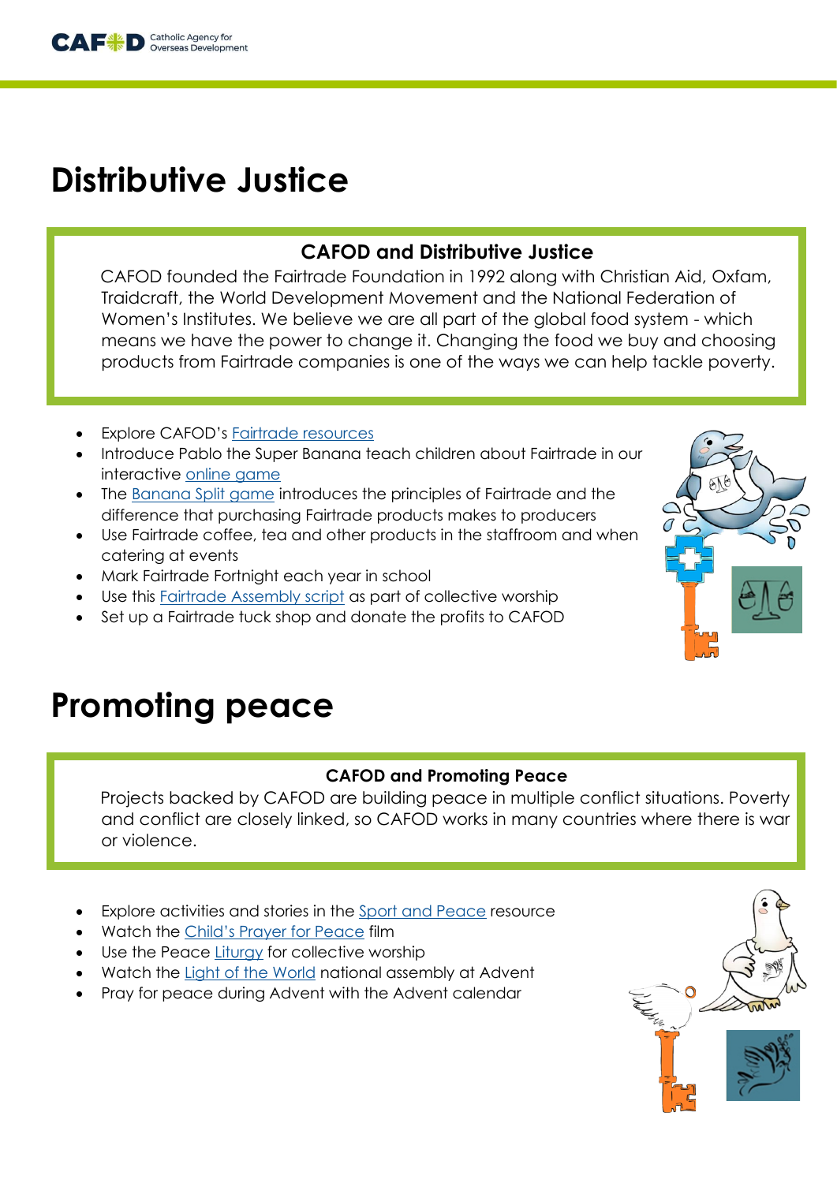# Distributive Justice

### CAFOD and Distributive Justice

CAFOD founded the Fairtrade Foundation in 1992 along with Christian Aid, Oxfam, Traidcraft, the World Development Movement and the National Federation of Women's Institutes. We believe we are all part of the global food system - which means we have the power to change it. Changing the food we buy and choosing products from Fairtrade companies is one of the ways we can help tackle poverty.

- Explore CAFOD's Fairtrade resources
- Introduce Pablo the Super Banana teach children about Fairtrade in our interactive online game
- The Banana Split game introduces the principles of Fairtrade and the difference that purchasing Fairtrade products makes to producers
- Use Fairtrade coffee, tea and other products in the staffroom and when catering at events
- Mark Fairtrade Fortnight each year in school
- Use this Fairtrade Assembly script as part of collective worship
- Set up a Fairtrade tuck shop and donate the profits to CAFOD

# Promoting peace

### CAFOD and Promoting Peace

Projects backed by CAFOD are building peace in multiple conflict situations. Poverty and conflict are closely linked, so CAFOD works in many countries where there is war or violence.

- Explore activities and stories in the Sport and Peace resource
- Watch the Child's Prayer for Peace film
- Use the Peace Liturgy for collective worship
- Watch the Light of the World national assembly at Advent
- Pray for peace during Advent with the Advent calendar